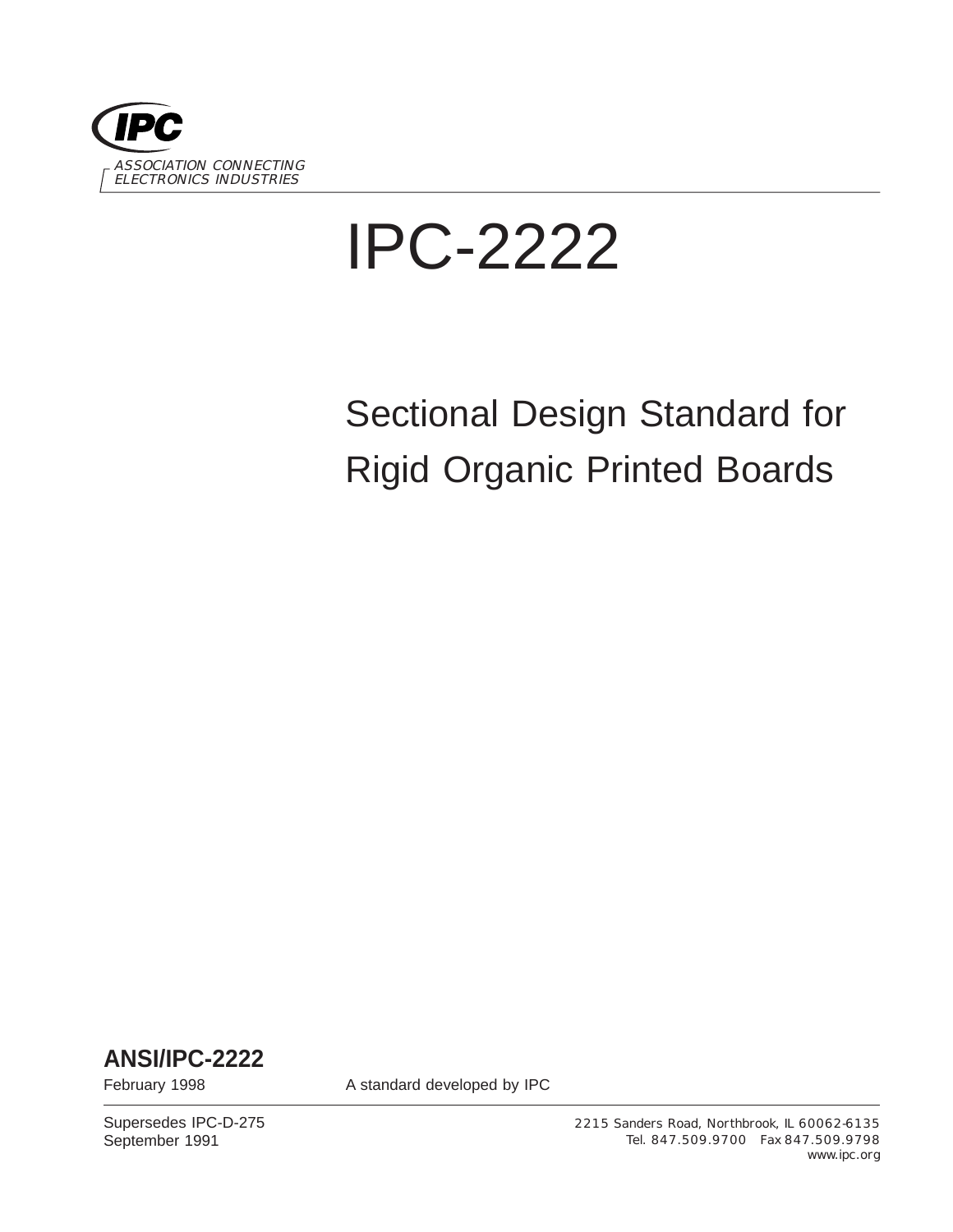IPC

ASSOCIATION CONNECTING
ELECTRONICS INDUSTRIES

# IPC-2222

## Sectional Design Standard for Rigid Organic Printed Boards

**ANSI/IPC-2222**

February 1998

A standard developed by IPC

Supersedes IPC-D-275
September 1991

2215 Sanders Road, Northbrook, IL 60062-6135
Tel. 847.509.9700 Fax 847.509.9798
www.ipc.org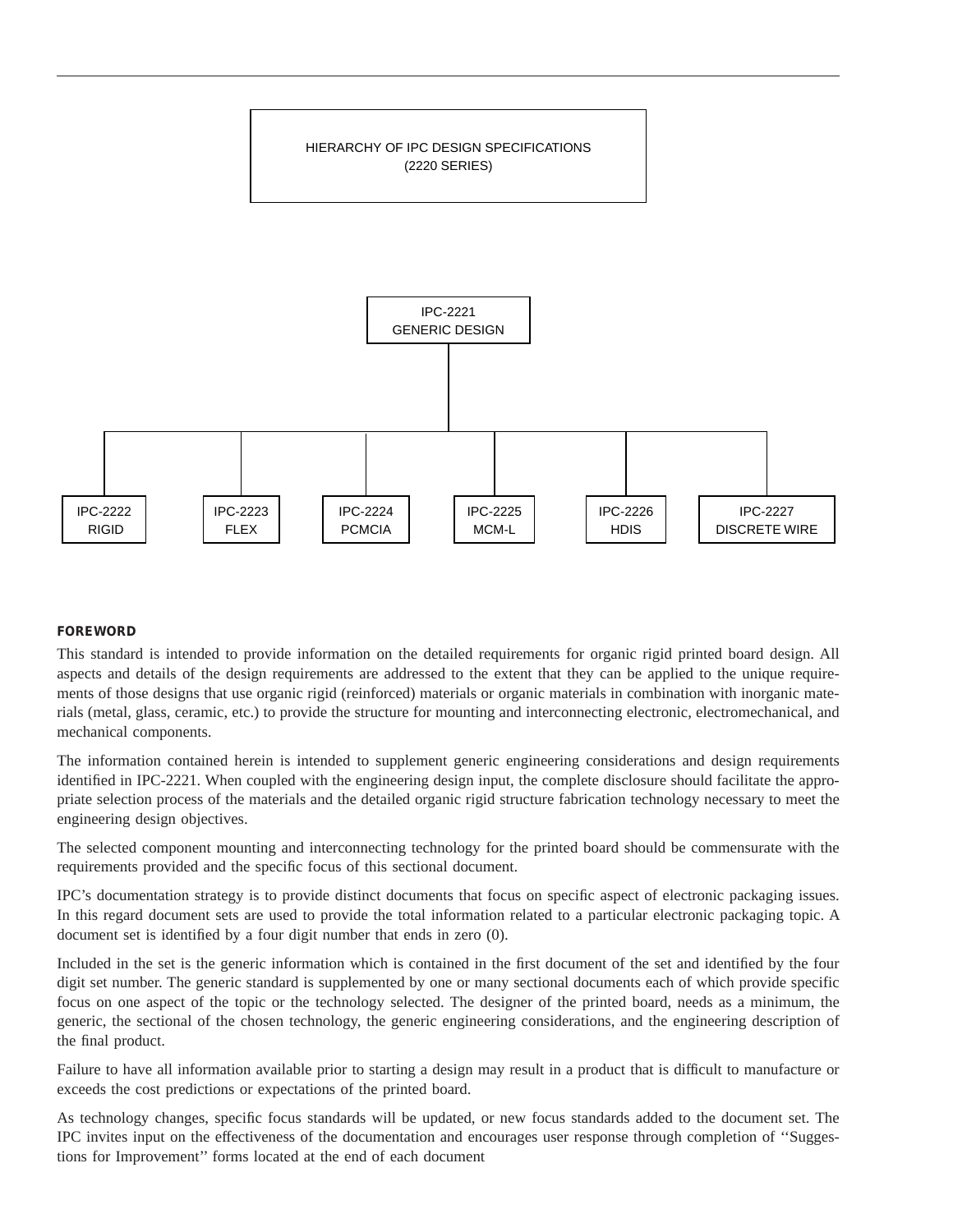HIERARCHY OF IPC DESIGN SPECIFICATIONS
(2220 SERIES)

IPC-2221
GENERIC DESIGN

IPC-2222
RIGID

IPC-2223
FLEX

IPC-2224
PCMCIA

IPC-2225
MCM-L

IPC-2226
HDIS

IPC-2227
DISCRETE WIRE

## FOREWORD

This standard is intended to provide information on the detailed requirements for organic rigid printed board design. All aspects and details of the design requirements are addressed to the extent that they can be applied to the unique requirements of those designs that use organic rigid (reinforced) materials or organic materials in combination with inorganic materials (metal, glass, ceramic, etc.) to provide the structure for mounting and interconnecting electronic, electromechanical, and mechanical components.

The information contained herein is intended to supplement generic engineering considerations and design requirements identified in IPC-2221. When coupled with the engineering design input, the complete disclosure should facilitate the appropriate selection process of the materials and the detailed organic rigid structure fabrication technology necessary to meet the engineering design objectives.

The selected component mounting and interconnecting technology for the printed board should be commensurate with the requirements provided and the specific focus of this sectional document.

IPC's documentation strategy is to provide distinct documents that focus on specific aspect of electronic packaging issues. In this regard document sets are used to provide the total information related to a particular electronic packaging topic. A document set is identified by a four digit number that ends in zero (0).

Included in the set is the generic information which is contained in the first document of the set and identified by the four digit set number. The generic standard is supplemented by one or many sectional documents each of which provide specific focus on one aspect of the topic or the technology selected. The designer of the printed board, needs as a minimum, the generic, the sectional of the chosen technology, the generic engineering considerations, and the engineering description of the final product.

Failure to have all information available prior to starting a design may result in a product that is difficult to manufacture or exceeds the cost predictions or expectations of the printed board.

As technology changes, specific focus standards will be updated, or new focus standards added to the document set. The IPC invites input on the effectiveness of the documentation and encourages user response through completion of ''Suggestions for Improvement'' forms located at the end of each document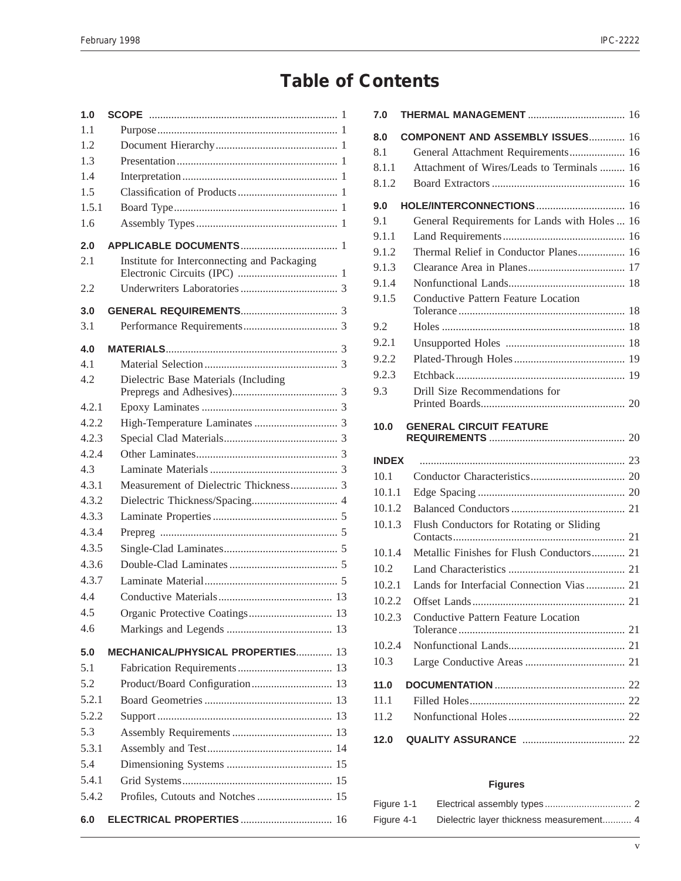# Table of Contents

**1.0 SCOPE** ... 1

1.1 Purpose ... 1

1.2 Document Hierarchy ... 1

1.3 Presentation ... 1

1.4 Interpretation ... 1

1.5 Classification of Products ... 1

1.5.1 Board Type ... 1

1.6 Assembly Types ... 1

**2.0 APPLICABLE DOCUMENTS** ... 1

2.1 Institute for Interconnecting and Packaging Electronic Circuits (IPC) ... 1

2.2 Underwriters Laboratories ... 3

**3.0 GENERAL REQUIREMENTS** ... 3

3.1 Performance Requirements ... 3

**4.0 MATERIALS** ... 3

4.1 Material Selection ... 3

4.2 Dielectric Base Materials (Including Prepregs and Adhesives) ... 3

4.2.1 Epoxy Laminates ... 3

4.2.2 High-Temperature Laminates ... 3

4.2.3 Special Clad Materials ... 3

4.2.4 Other Laminates ... 3

4.3 Laminate Materials ... 3

4.3.1 Measurement of Dielectric Thickness ... 3

4.3.2 Dielectric Thickness/Spacing ... 4

4.3.3 Laminate Properties ... 5

4.3.4 Prepreg ... 5

4.3.5 Single-Clad Laminates ... 5

4.3.6 Double-Clad Laminates ... 5

4.3.7 Laminate Material ... 5

4.4 Conductive Materials ... 13

4.5 Organic Protective Coatings ... 13

4.6 Markings and Legends ... 13

**5.0 MECHANICAL/PHYSICAL PROPERTIES** ... 13

5.1 Fabrication Requirements ... 13

5.2 Product/Board Configuration ... 13

5.2.1 Board Geometries ... 13

5.2.2 Support ... 13

5.3 Assembly Requirements ... 13

5.3.1 Assembly and Test ... 14

5.4 Dimensioning Systems ... 15

5.4.1 Grid Systems ... 15

5.4.2 Profiles, Cutouts and Notches ... 15

**6.0 ELECTRICAL PROPERTIES** ... 16

**7.0 THERMAL MANAGEMENT** ... 16

**8.0 COMPONENT AND ASSEMBLY ISSUES** ... 16

8.1 General Attachment Requirements ... 16

8.1.1 Attachment of Wires/Leads to Terminals ... 16

8.1.2 Board Extractors ... 16

**9.0 HOLE/INTERCONNECTIONS** ... 16

9.1 General Requirements for Lands with Holes ... 16

9.1.1 Land Requirements ... 16

9.1.2 Thermal Relief in Conductor Planes ... 16

9.1.3 Clearance Area in Planes ... 17

9.1.4 Nonfunctional Lands ... 18

9.1.5 Conductive Pattern Feature Location Tolerance ... 18

9.2 Holes ... 18

9.2.1 Unsupported Holes ... 18

9.2.2 Plated-Through Holes ... 19

9.2.3 Etchback ... 19

9.3 Drill Size Recommendations for Printed Boards ... 20

**10.0 GENERAL CIRCUIT FEATURE REQUIREMENTS** ... 20

**INDEX** ... 23

10.1 Conductor Characteristics ... 20

10.1.1 Edge Spacing ... 20

10.1.2 Balanced Conductors ... 21

10.1.3 Flush Conductors for Rotating or Sliding Contacts ... 21

10.1.4 Metallic Finishes for Flush Conductors ... 21

10.2 Land Characteristics ... 21

10.2.1 Lands for Interfacial Connection Vias ... 21

10.2.2 Offset Lands ... 21

10.2.3 Conductive Pattern Feature Location Tolerance ... 21

10.2.4 Nonfunctional Lands ... 21

10.3 Large Conductive Areas ... 21

**11.0 DOCUMENTATION** ... 22

11.1 Filled Holes ... 22

11.2 Nonfunctional Holes ... 22

**12.0 QUALITY ASSURANCE** ... 22

## Figures

Figure 1-1 Electrical assembly types ... 2

Figure 4-1 Dielectric layer thickness measurement ... 4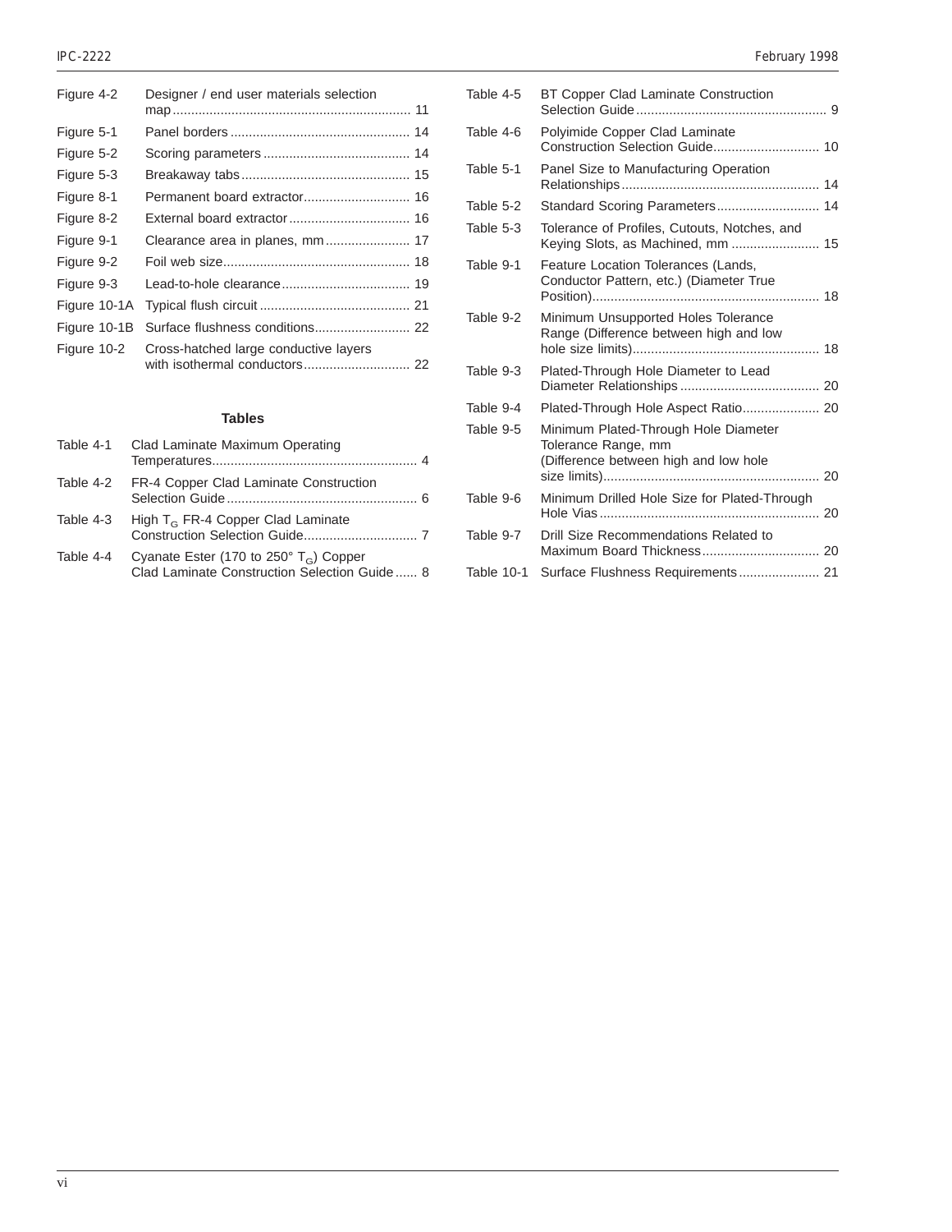Figure 4-2 Designer / end user materials selection map ................................................................. 11

Figure 5-1 Panel borders ................................................ 14

Figure 5-2 Scoring parameters ....................................... 14

Figure 5-3 Breakaway tabs ............................................. 15

Figure 8-1 Permanent board extractor............................ 16

Figure 8-2 External board extractor ................................ 16

Figure 9-1 Clearance area in planes, mm....................... 17

Figure 9-2 Foil web size.................................................. 18

Figure 9-3 Lead-to-hole clearance .................................. 19

Figure 10-1A Typical flush circuit ........................................ 21

Figure 10-1B Surface flushness conditions.......................... 22

Figure 10-2 Cross-hatched large conductive layers with isothermal conductors............................ 22

**Tables**

Table 4-1 Clad Laminate Maximum Operating Temperatures....................................................... 4

Table 4-2 FR-4 Copper Clad Laminate Construction Selection Guide ................................................... 6

Table 4-3 High $T_G$ FR-4 Copper Clad Laminate Construction Selection Guide.............................. 7

Table 4-4 Cyanate Ester (170 to 250° $T_G$) Copper Clad Laminate Construction Selection Guide ...... 8

Table 4-5 BT Copper Clad Laminate Construction Selection Guide ................................................... 9

Table 4-6 Polyimide Copper Clad Laminate Construction Selection Guide............................ 10

Table 5-1 Panel Size to Manufacturing Operation Relationships ..................................................... 14

Table 5-2 Standard Scoring Parameters........................... 14

Table 5-3 Tolerance of Profiles, Cutouts, Notches, and Keying Slots, as Machined, mm ....................... 15

Table 9-1 Feature Location Tolerances (Lands, Conductor Pattern, etc.) (Diameter True Position)............................................................. 18

Table 9-2 Minimum Unsupported Holes Tolerance Range (Difference between high and low hole size limits).................................................. 18

Table 9-3 Plated-Through Hole Diameter to Lead Diameter Relationships ..................................... 20

Table 9-4 Plated-Through Hole Aspect Ratio.................... 20

Table 9-5 Minimum Plated-Through Hole Diameter Tolerance Range, mm (Difference between high and low hole size limits).......................................................... 20

Table 9-6 Minimum Drilled Hole Size for Plated-Through Hole Vias ........................................................... 20

Table 9-7 Drill Size Recommendations Related to Maximum Board Thickness............................... 20

Table 10-1 Surface Flushness Requirements...................... 21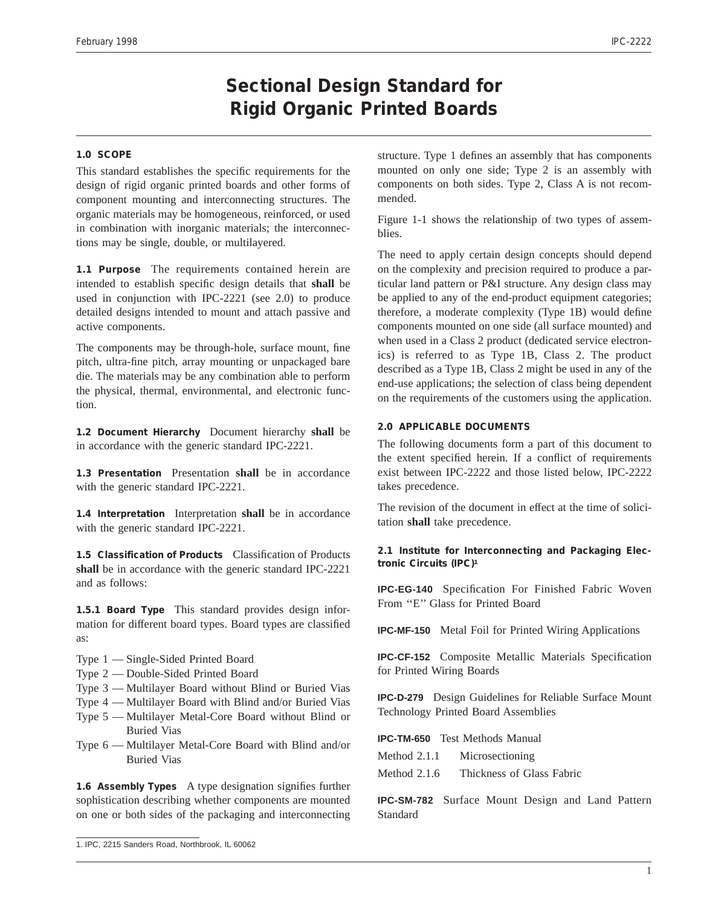# Sectional Design Standard for Rigid Organic Printed Boards

## 1.0 SCOPE

This standard establishes the specific requirements for the design of rigid organic printed boards and other forms of component mounting and interconnecting structures. The organic materials may be homogeneous, reinforced, or used in combination with inorganic materials; the interconnections may be single, double, or multilayered.

**1.1 Purpose** The requirements contained herein are intended to establish specific design details that **shall** be used in conjunction with IPC-2221 (see 2.0) to produce detailed designs intended to mount and attach passive and active components.

The components may be through-hole, surface mount, fine pitch, ultra-fine pitch, array mounting or unpackaged bare die. The materials may be any combination able to perform the physical, thermal, environmental, and electronic function.

**1.2 Document Hierarchy** Document hierarchy **shall** be in accordance with the generic standard IPC-2221.

**1.3 Presentation** Presentation **shall** be in accordance with the generic standard IPC-2221.

**1.4 Interpretation** Interpretation **shall** be in accordance with the generic standard IPC-2221.

**1.5 Classification of Products** Classification of Products **shall** be in accordance with the generic standard IPC-2221 and as follows:

**1.5.1 Board Type** This standard provides design information for different board types. Board types are classified as:

- Type 1 — Single-Sided Printed Board
- Type 2 — Double-Sided Printed Board
- Type 3 — Multilayer Board without Blind or Buried Vias
- Type 4 — Multilayer Board with Blind and/or Buried Vias
- Type 5 — Multilayer Metal-Core Board without Blind or Buried Vias
- Type 6 — Multilayer Metal-Core Board with Blind and/or Buried Vias

**1.6 Assembly Types** A type designation signifies further sophistication describing whether components are mounted on one or both sides of the packaging and interconnecting structure. Type 1 defines an assembly that has components mounted on only one side; Type 2 is an assembly with components on both sides. Type 2, Class A is not recommended.

Figure 1-1 shows the relationship of two types of assemblies.

The need to apply certain design concepts should depend on the complexity and precision required to produce a particular land pattern or P&I structure. Any design class may be applied to any of the end-product equipment categories; therefore, a moderate complexity (Type 1B) would define components mounted on one side (all surface mounted) and when used in a Class 2 product (dedicated service electronics) is referred to as Type 1B, Class 2. The product described as a Type 1B, Class 2 might be used in any of the end-use applications; the selection of class being dependent on the requirements of the customers using the application.

## 2.0 APPLICABLE DOCUMENTS

The following documents form a part of this document to the extent specified herein. If a conflict of requirements exist between IPC-2222 and those listed below, IPC-2222 takes precedence.

The revision of the document in effect at the time of solicitation **shall** take precedence.

**2.1 Institute for Interconnecting and Packaging Electronic Circuits (IPC)**[1]

**IPC-EG-140** Specification For Finished Fabric Woven From ''E'' Glass for Printed Board

**IPC-MF-150** Metal Foil for Printed Wiring Applications

**IPC-CF-152** Composite Metallic Materials Specification for Printed Wiring Boards

**IPC-D-279** Design Guidelines for Reliable Surface Mount Technology Printed Board Assemblies

**IPC-TM-650** Test Methods Manual

Method 2.1.1 Microsectioning

Method 2.1.6 Thickness of Glass Fabric

**IPC-SM-782** Surface Mount Design and Land Pattern Standard

1. IPC, 2215 Sanders Road, Northbrook, IL 60062